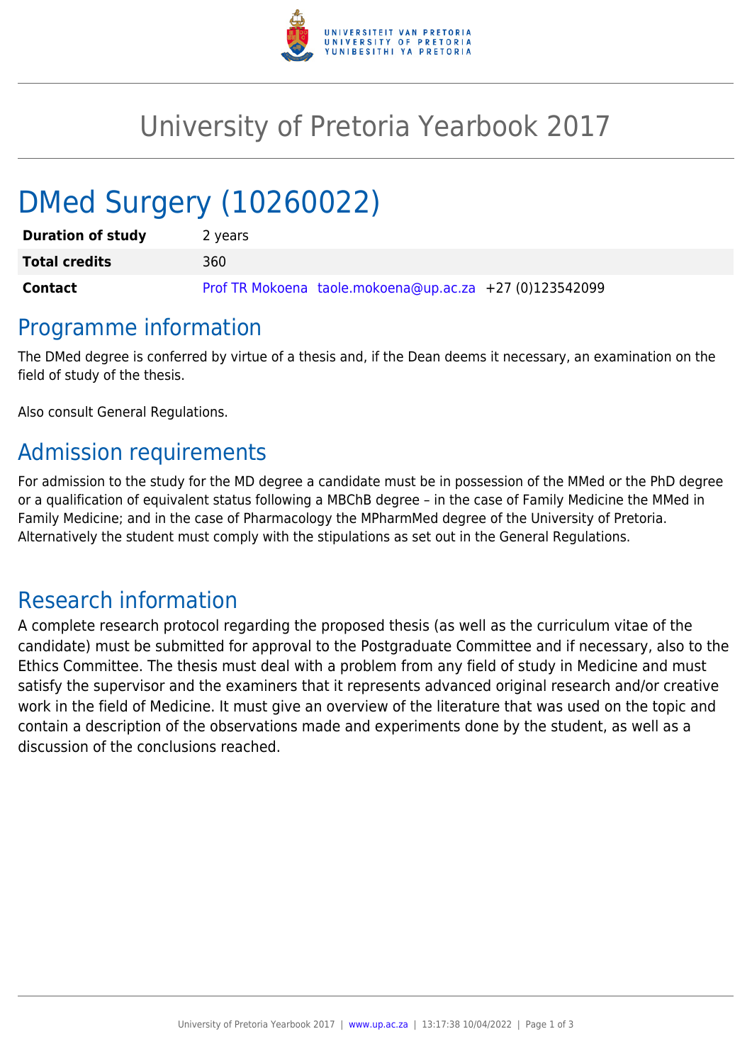# University of Pretoria Yearbook 2017

# DMed Surgery (10260022)

| | |
|---|---|
| **Duration of study** | 2 years |
| **Total credits** | 360 |
| **Contact** | Prof TR Mokoena taole.mokoena@up.ac.za +27 (0)123542099 |

## Programme information

The DMed degree is conferred by virtue of a thesis and, if the Dean deems it necessary, an examination on the field of study of the thesis.

Also consult General Regulations.

## Admission requirements

For admission to the study for the MD degree a candidate must be in possession of the MMed or the PhD degree or a qualification of equivalent status following a MBChB degree – in the case of Family Medicine the MMed in Family Medicine; and in the case of Pharmacology the MPharmMed degree of the University of Pretoria. Alternatively the student must comply with the stipulations as set out in the General Regulations.

## Research information

A complete research protocol regarding the proposed thesis (as well as the curriculum vitae of the candidate) must be submitted for approval to the Postgraduate Committee and if necessary, also to the Ethics Committee. The thesis must deal with a problem from any field of study in Medicine and must satisfy the supervisor and the examiners that it represents advanced original research and/or creative work in the field of Medicine. It must give an overview of the literature that was used on the topic and contain a description of the observations made and experiments done by the student, as well as a discussion of the conclusions reached.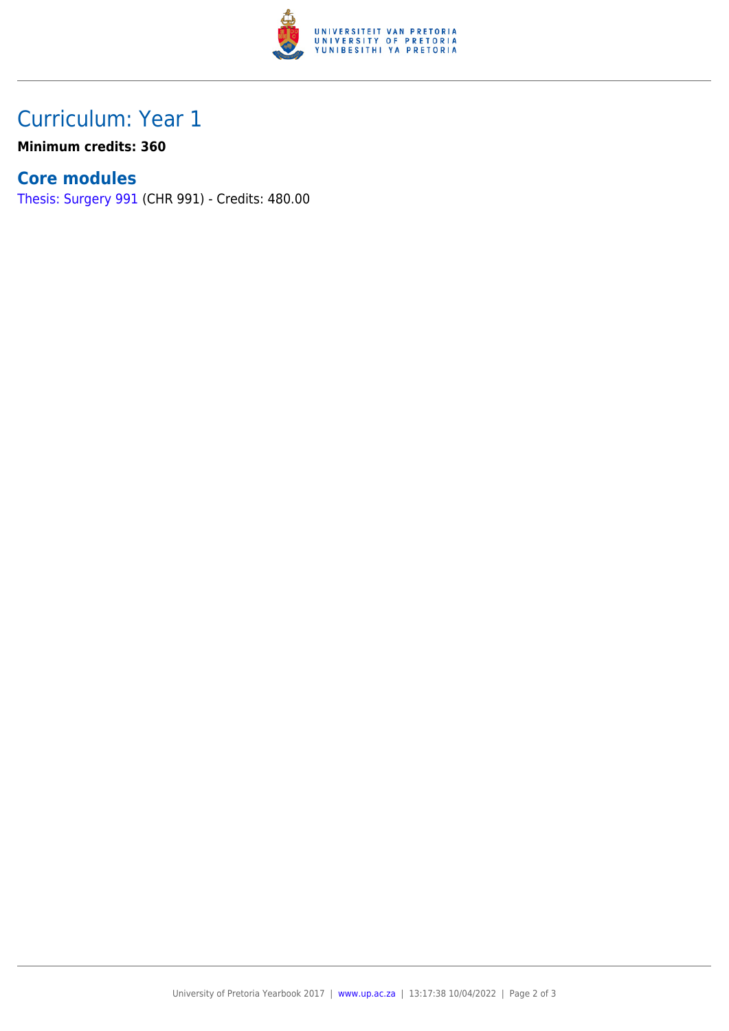# Curriculum: Year 1

**Minimum credits: 360**

## Core modules

Thesis: Surgery 991 (CHR 991) - Credits: 480.00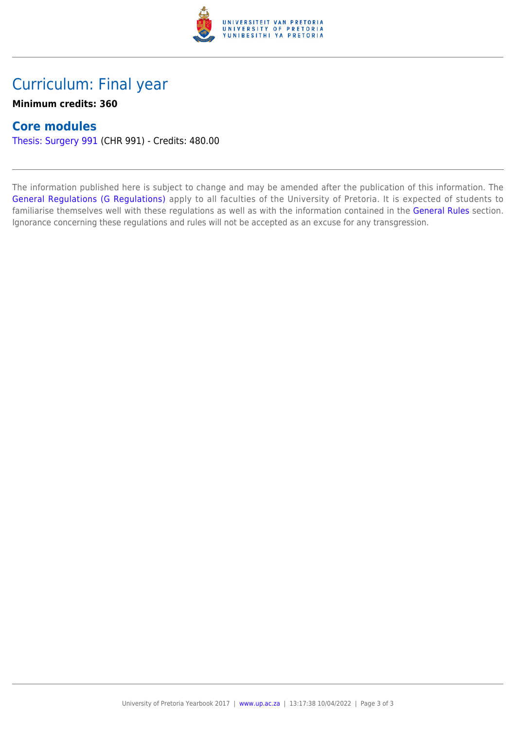## Curriculum: Final year

**Minimum credits: 360**

### Core modules

Thesis: Surgery 991 (CHR 991) - Credits: 480.00

The information published here is subject to change and may be amended after the publication of this information. The General Regulations (G Regulations) apply to all faculties of the University of Pretoria. It is expected of students to familiarise themselves well with these regulations as well as with the information contained in the General Rules section. Ignorance concerning these regulations and rules will not be accepted as an excuse for any transgression.